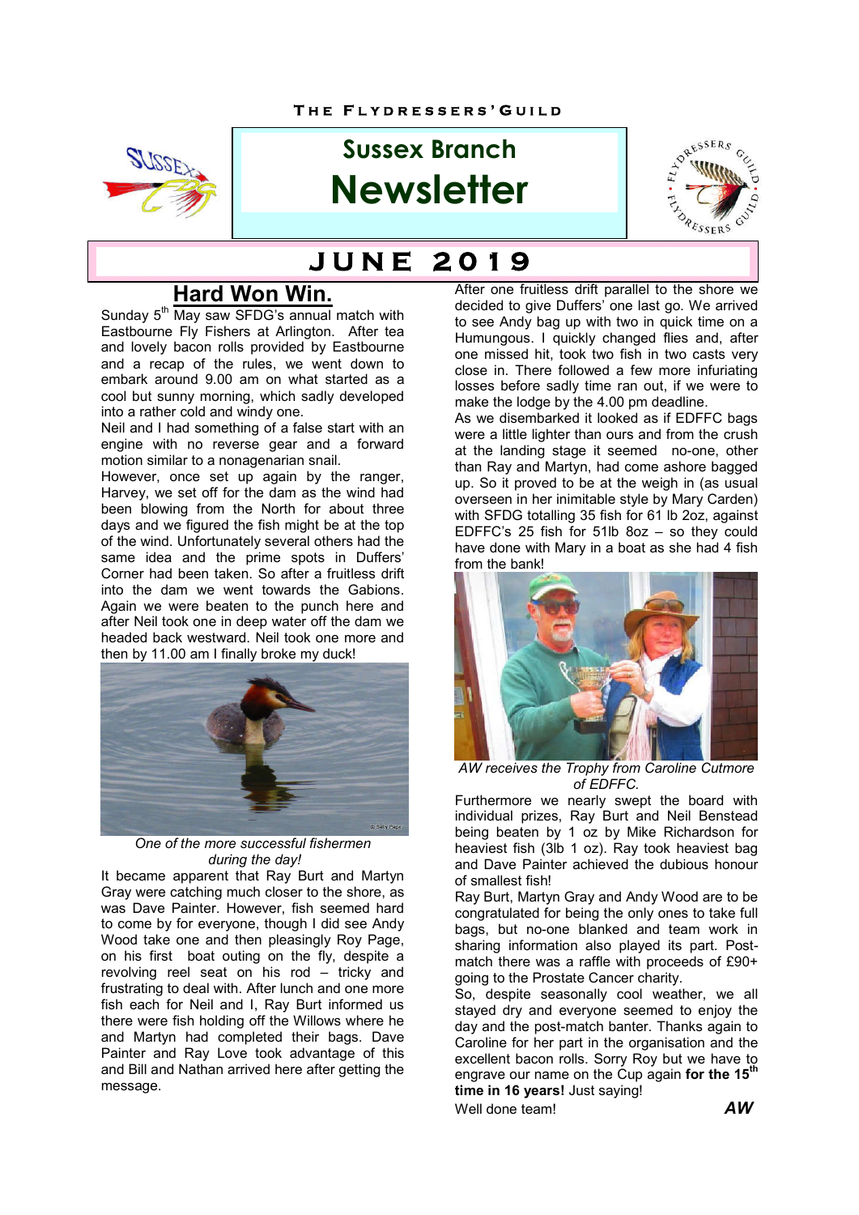THE FLYDRESSERS' GUILD

# Sussex Branch Newsletter

## JUNE 2019

### Hard Won Win.

Sunday 5th May saw SFDG's annual match with Eastbourne Fly Fishers at Arlington. After tea and lovely bacon rolls provided by Eastbourne and a recap of the rules, we went down to embark around 9.00 am on what started as a cool but sunny morning, which sadly developed into a rather cold and windy one.

Neil and I had something of a false start with an engine with no reverse gear and a forward motion similar to a nonagenarian snail.

However, once set up again by the ranger, Harvey, we set off for the dam as the wind had been blowing from the North for about three days and we figured the fish might be at the top of the wind. Unfortunately several others had the same idea and the prime spots in Duffers' Corner had been taken. So after a fruitless drift into the dam we went towards the Gabions. Again we were beaten to the punch here and after Neil took one in deep water off the dam we headed back westward. Neil took one more and then by 11.00 am I finally broke my duck!

*One of the more successful fishermen during the day!*

It became apparent that Ray Burt and Martyn Gray were catching much closer to the shore, as was Dave Painter. However, fish seemed hard to come by for everyone, though I did see Andy Wood take one and then pleasingly Roy Page, on his first boat outing on the fly, despite a revolving reel seat on his rod – tricky and frustrating to deal with. After lunch and one more fish each for Neil and I, Ray Burt informed us there were fish holding off the Willows where he and Martyn had completed their bags. Dave Painter and Ray Love took advantage of this and Bill and Nathan arrived here after getting the message.

After one fruitless drift parallel to the shore we decided to give Duffers' one last go. We arrived to see Andy bag up with two in quick time on a Humungous. I quickly changed flies and, after one missed hit, took two fish in two casts very close in. There followed a few more infuriating losses before sadly time ran out, if we were to make the lodge by the 4.00 pm deadline.

As we disembarked it looked as if EDFFC bags were a little lighter than ours and from the crush at the landing stage it seemed no-one, other than Ray and Martyn, had come ashore bagged up. So it proved to be at the weigh in (as usual overseen in her inimitable style by Mary Carden) with SFDG totalling 35 fish for 61 lb 2oz, against EDFFC's 25 fish for 51lb 8oz – so they could have done with Mary in a boat as she had 4 fish from the bank!

*AW receives the Trophy from Caroline Cutmore of EDFFC.*

Furthermore we nearly swept the board with individual prizes, Ray Burt and Neil Benstead being beaten by 1 oz by Mike Richardson for heaviest fish (3lb 1 oz). Ray took heaviest bag and Dave Painter achieved the dubious honour of smallest fish!

Ray Burt, Martyn Gray and Andy Wood are to be congratulated for being the only ones to take full bags, but no-one blanked and team work in sharing information also played its part. Post-match there was a raffle with proceeds of £90+ going to the Prostate Cancer charity.

So, despite seasonally cool weather, we all stayed dry and everyone seemed to enjoy the day and the post-match banter. Thanks again to Caroline for her part in the organisation and the excellent bacon rolls. Sorry Roy but we have to engrave our name on the Cup again **for the 15th time in 16 years!** Just saying!

Well done team! ***AW***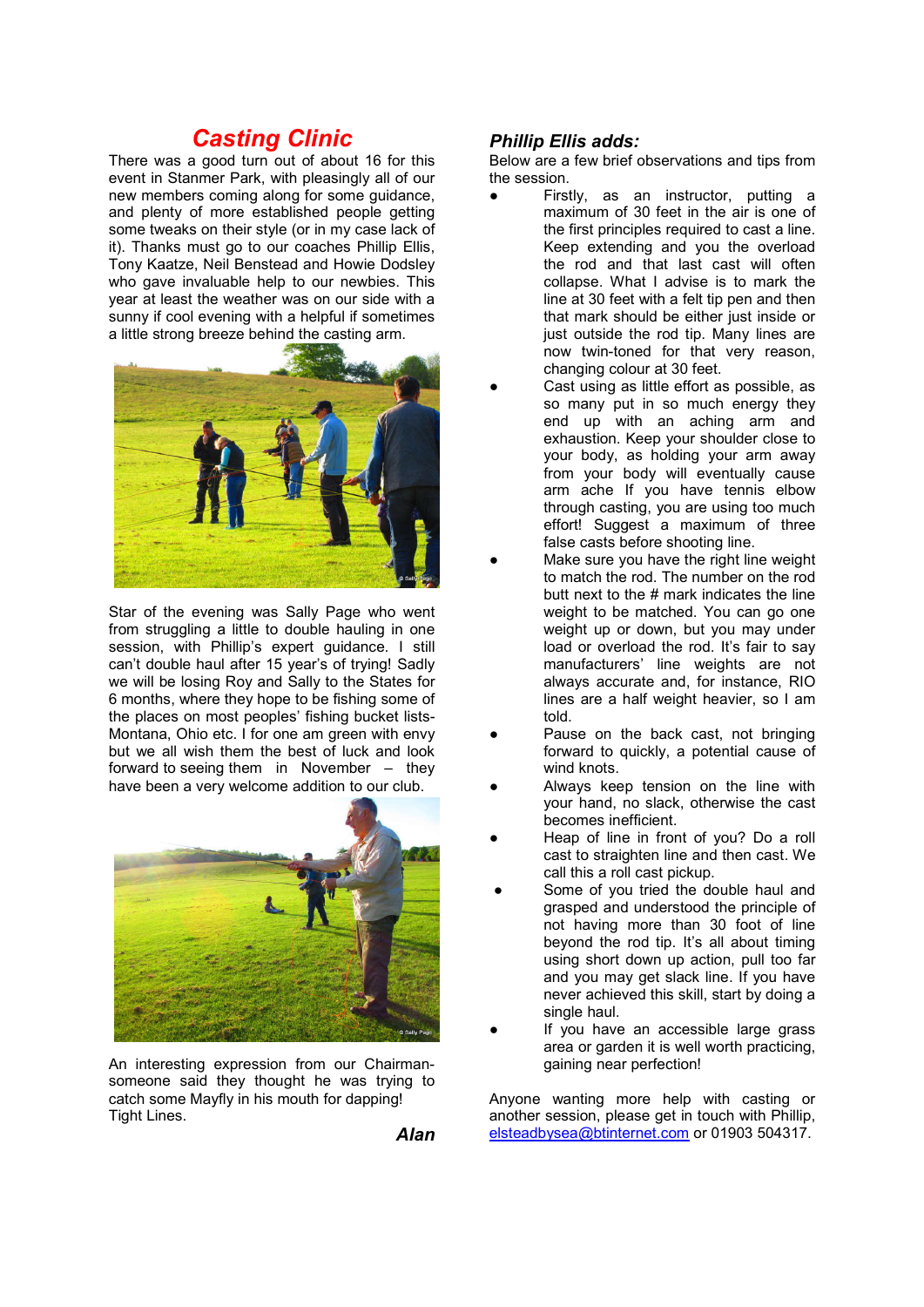## Casting Clinic

There was a good turn out of about 16 for this event in Stanmer Park, with pleasingly all of our new members coming along for some guidance, and plenty of more established people getting some tweaks on their style (or in my case lack of it). Thanks must go to our coaches Phillip Ellis, Tony Kaatze, Neil Benstead and Howie Dodsley who gave invaluable help to our newbies. This year at least the weather was on our side with a sunny if cool evening with a helpful if sometimes a little strong breeze behind the casting arm.

Star of the evening was Sally Page who went from struggling a little to double hauling in one session, with Phillip's expert guidance. I still can't double haul after 15 year's of trying! Sadly we will be losing Roy and Sally to the States for 6 months, where they hope to be fishing some of the places on most peoples' fishing bucket lists-Montana, Ohio etc. I for one am green with envy but we all wish them the best of luck and look forward to seeing them in November – they have been a very welcome addition to our club.

An interesting expression from our Chairman-someone said they thought he was trying to catch some Mayfly in his mouth for dapping!
Tight Lines.

***Alan***

### *Phillip Ellis adds:*

Below are a few brief observations and tips from the session.

- Firstly, as an instructor, putting a maximum of 30 feet in the air is one of the first principles required to cast a line. Keep extending and you the overload the rod and that last cast will often collapse. What I advise is to mark the line at 30 feet with a felt tip pen and then that mark should be either just inside or just outside the rod tip. Many lines are now twin-toned for that very reason, changing colour at 30 feet.
- Cast using as little effort as possible, as so many put in so much energy they end up with an aching arm and exhaustion. Keep your shoulder close to your body, as holding your arm away from your body will eventually cause arm ache If you have tennis elbow through casting, you are using too much effort! Suggest a maximum of three false casts before shooting line.
- Make sure you have the right line weight to match the rod. The number on the rod butt next to the # mark indicates the line weight to be matched. You can go one weight up or down, but you may under load or overload the rod. It's fair to say manufacturers' line weights are not always accurate and, for instance, RIO lines are a half weight heavier, so I am told.
- Pause on the back cast, not bringing forward to quickly, a potential cause of wind knots.
- Always keep tension on the line with your hand, no slack, otherwise the cast becomes inefficient.
- Heap of line in front of you? Do a roll cast to straighten line and then cast. We call this a roll cast pickup.
- Some of you tried the double haul and grasped and understood the principle of not having more than 30 foot of line beyond the rod tip. It's all about timing using short down up action, pull too far and you may get slack line. If you have never achieved this skill, start by doing a single haul.
- If you have an accessible large grass area or garden it is well worth practicing, gaining near perfection!

Anyone wanting more help with casting or another session, please get in touch with Phillip, elsteadbysea@btinternet.com or 01903 504317.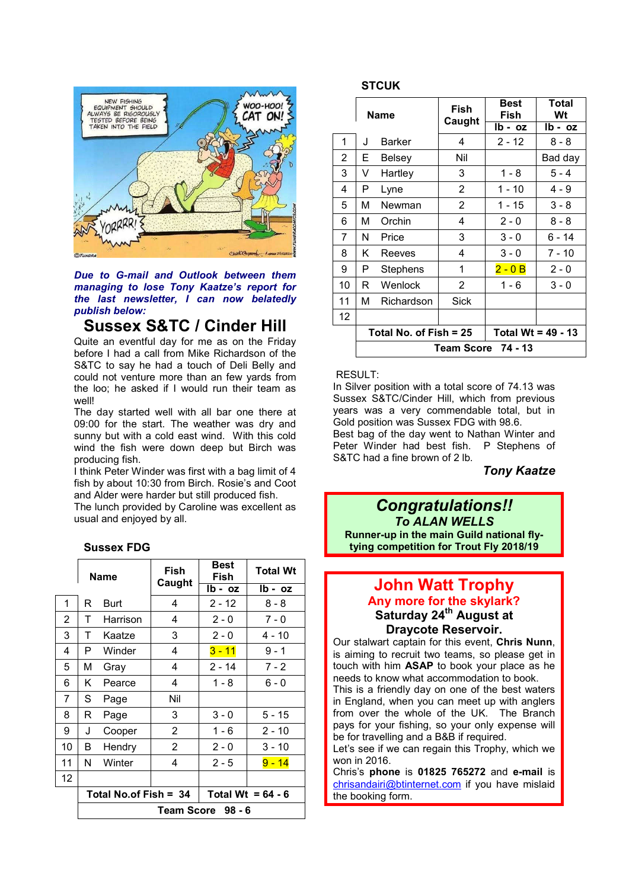***Due to G-mail and Outlook between them managing to lose Tony Kaatze's report for the last newsletter, I can now belatedly publish below:***

## Sussex S&TC / Cinder Hill

Quite an eventful day for me as on the Friday before I had a call from Mike Richardson of the S&TC to say he had a touch of Deli Belly and could not venture more than an few yards from the loo; he asked if I would run their team as well!

The day started well with all bar one there at 09:00 for the start. The weather was dry and sunny but with a cold east wind. With this cold wind the fish were down deep but Birch was producing fish.

I think Peter Winder was first with a bag limit of 4 fish by about 10:30 from Birch. Rosie's and Coot and Alder were harder but still produced fish.

The lunch provided by Caroline was excellent as usual and enjoyed by all.

### Sussex FDG

| | Name | | Fish Caught | Best Fish lb - oz | Total Wt lb - oz |
|---|---|---|---|---|---|
| 1 | R | Burt | 4 | 2 - 12 | 8 - 8 |
| 2 | T | Harrison | 4 | 2 - 0 | 7 - 0 |
| 3 | T | Kaatze | 3 | 2 - 0 | 4 - 10 |
| 4 | P | Winder | 4 | 3 - 11 | 9 - 1 |
| 5 | M | Gray | 4 | 2 - 14 | 7 - 2 |
| 6 | K | Pearce | 4 | 1 - 8 | 6 - 0 |
| 7 | S | Page | Nil | | |
| 8 | R | Page | 3 | 3 - 0 | 5 - 15 |
| 9 | J | Cooper | 2 | 1 - 6 | 2 - 10 |
| 10 | B | Hendry | 2 | 2 - 0 | 3 - 10 |
| 11 | N | Winter | 4 | 2 - 5 | 9 - 14 |
| 12 | | | | | |
| | Total No.of Fish = 34 | | | Total Wt = 64 - 6 | |
| | Team Score 98 - 6 | | | | |

### STCUK

| | Name | | Fish Caught | Best Fish lb - oz | Total Wt lb - oz |
|---|---|---|---|---|---|
| 1 | J | Barker | 4 | 2 - 12 | 8 - 8 |
| 2 | E | Belsey | Nil | | Bad day |
| 3 | V | Hartley | 3 | 1 - 8 | 5 - 4 |
| 4 | P | Lyne | 2 | 1 - 10 | 4 - 9 |
| 5 | M | Newman | 2 | 1 - 15 | 3 - 8 |
| 6 | M | Orchin | 4 | 2 - 0 | 8 - 8 |
| 7 | N | Price | 3 | 3 - 0 | 6 - 14 |
| 8 | K | Reeves | 4 | 3 - 0 | 7 - 10 |
| 9 | P | Stephens | 1 | 2 - 0 B | 2 - 0 |
| 10 | R | Wenlock | 2 | 1 - 6 | 3 - 0 |
| 11 | M | Richardson | Sick | | |
| 12 | | | | | |
| | Total No. of Fish = 25 | | | Total Wt = 49 - 13 | |
| | Team Score 74 - 13 | | | | |

RESULT:

In Silver position with a total score of 74.13 was Sussex S&TC/Cinder Hill, which from previous years was a very commendable total, but in Gold position was Sussex FDG with 98.6.

Best bag of the day went to Nathan Winter and Peter Winder had best fish. P Stephens of S&TC had a fine brown of 2 lb.

***Tony Kaatze***

## *Congratulations!!*

***To ALAN WELLS***

**Runner-up in the main Guild national fly-tying competition for Trout Fly 2018/19**

## John Watt Trophy

### Any more for the skylark?

### Saturday 24th August at Draycote Reservoir.

Our stalwart captain for this event, **Chris Nunn**, is aiming to recruit two teams, so please get in touch with him **ASAP** to book your place as he needs to know what accommodation to book.

This is a friendly day on one of the best waters in England, when you can meet up with anglers from over the whole of the UK. The Branch pays for your fishing, so your only expense will be for travelling and a B&B if required.

Let's see if we can regain this Trophy, which we won in 2016.

Chris's **phone** is **01825 765272** and **e-mail** is chrisandairi@btinternet.com if you have mislaid the booking form.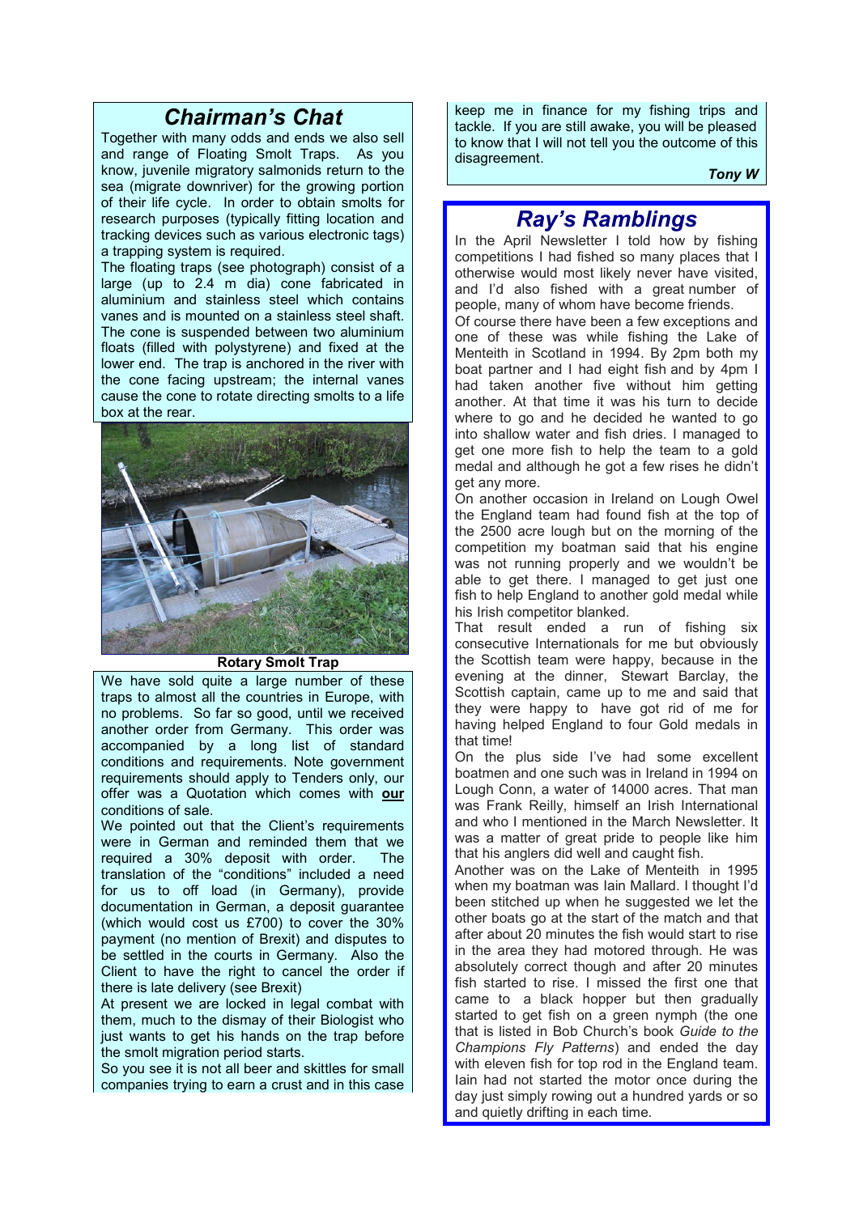## *Chairman's Chat*

Together with many odds and ends we also sell and range of Floating Smolt Traps. As you know, juvenile migratory salmonids return to the sea (migrate downriver) for the growing portion of their life cycle. In order to obtain smolts for research purposes (typically fitting location and tracking devices such as various electronic tags) a trapping system is required.

The floating traps (see photograph) consist of a large (up to 2.4 m dia) cone fabricated in aluminium and stainless steel which contains vanes and is mounted on a stainless steel shaft. The cone is suspended between two aluminium floats (filled with polystyrene) and fixed at the lower end. The trap is anchored in the river with the cone facing upstream; the internal vanes cause the cone to rotate directing smolts to a life box at the rear.

**Rotary Smolt Trap**

We have sold quite a large number of these traps to almost all the countries in Europe, with no problems. So far so good, until we received another order from Germany. This order was accompanied by a long list of standard conditions and requirements. Note government requirements should apply to Tenders only, our offer was a Quotation which comes with **our** conditions of sale.

We pointed out that the Client's requirements were in German and reminded them that we required a 30% deposit with order. The translation of the "conditions" included a need for us to off load (in Germany), provide documentation in German, a deposit guarantee (which would cost us £700) to cover the 30% payment (no mention of Brexit) and disputes to be settled in the courts in Germany. Also the Client to have the right to cancel the order if there is late delivery (see Brexit)

At present we are locked in legal combat with them, much to the dismay of their Biologist who just wants to get his hands on the trap before the smolt migration period starts.

So you see it is not all beer and skittles for small companies trying to earn a crust and in this case keep me in finance for my fishing trips and tackle. If you are still awake, you will be pleased to know that I will not tell you the outcome of this disagreement.

***Tony W***

## *Ray's Ramblings*

In the April Newsletter I told how by fishing competitions I had fished so many places that I otherwise would most likely never have visited, and I'd also fished with a great number of people, many of whom have become friends.

Of course there have been a few exceptions and one of these was while fishing the Lake of Menteith in Scotland in 1994. By 2pm both my boat partner and I had eight fish and by 4pm I had taken another five without him getting another. At that time it was his turn to decide where to go and he decided he wanted to go into shallow water and fish dries. I managed to get one more fish to help the team to a gold medal and although he got a few rises he didn't get any more.

On another occasion in Ireland on Lough Owel the England team had found fish at the top of the 2500 acre lough but on the morning of the competition my boatman said that his engine was not running properly and we wouldn't be able to get there. I managed to get just one fish to help England to another gold medal while his Irish competitor blanked.

That result ended a run of fishing six consecutive Internationals for me but obviously the Scottish team were happy, because in the evening at the dinner, Stewart Barclay, the Scottish captain, came up to me and said that they were happy to have got rid of me for having helped England to four Gold medals in that time!

On the plus side I've had some excellent boatmen and one such was in Ireland in 1994 on Lough Conn, a water of 14000 acres. That man was Frank Reilly, himself an Irish International and who I mentioned in the March Newsletter. It was a matter of great pride to people like him that his anglers did well and caught fish.

Another was on the Lake of Menteith in 1995 when my boatman was Iain Mallard. I thought I'd been stitched up when he suggested we let the other boats go at the start of the match and that after about 20 minutes the fish would start to rise in the area they had motored through. He was absolutely correct though and after 20 minutes fish started to rise. I missed the first one that came to a black hopper but then gradually started to get fish on a green nymph (the one that is listed in Bob Church's book *Guide to the Champions Fly Patterns*) and ended the day with eleven fish for top rod in the England team. Iain had not started the motor once during the day just simply rowing out a hundred yards or so and quietly drifting in each time.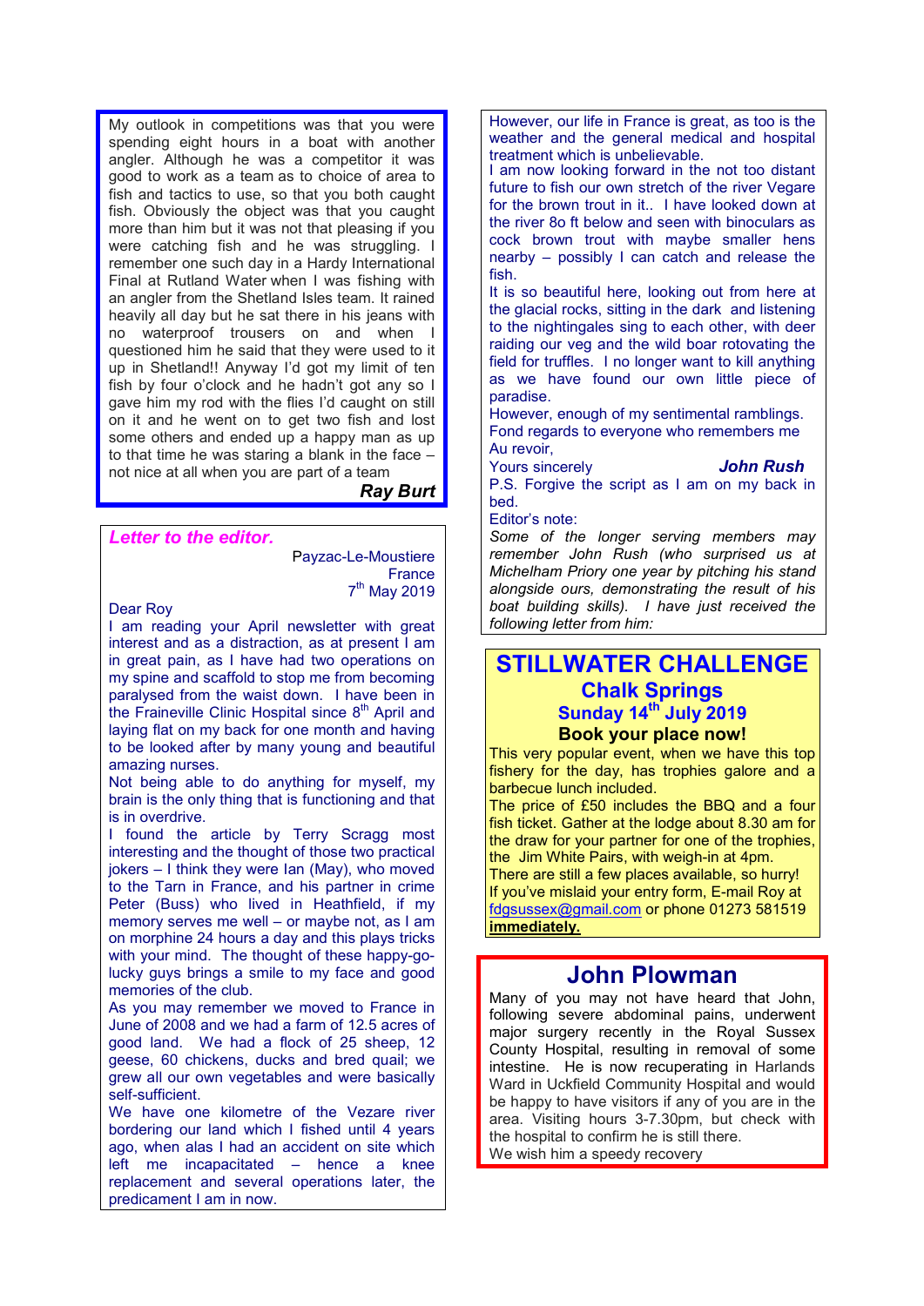My outlook in competitions was that you were spending eight hours in a boat with another angler. Although he was a competitor it was good to work as a team as to choice of area to fish and tactics to use, so that you both caught fish. Obviously the object was that you caught more than him but it was not that pleasing if you were catching fish and he was struggling. I remember one such day in a Hardy International Final at Rutland Water when I was fishing with an angler from the Shetland Isles team. It rained heavily all day but he sat there in his jeans with no waterproof trousers on and when I questioned him he said that they were used to it up in Shetland!! Anyway I'd got my limit of ten fish by four o'clock and he hadn't got any so I gave him my rod with the flies I'd caught on still on it and he went on to get two fish and lost some others and ended up a happy man as up to that time he was staring a blank in the face – not nice at all when you are part of a team

***Ray Burt***

## *Letter to the editor.*

Payzac-Le-Moustiere
France
7th May 2019

Dear Roy

I am reading your April newsletter with great interest and as a distraction, as at present I am in great pain, as I have had two operations on my spine and scaffold to stop me from becoming paralysed from the waist down. I have been in the Fraineville Clinic Hospital since 8th April and laying flat on my back for one month and having to be looked after by many young and beautiful amazing nurses.

Not being able to do anything for myself, my brain is the only thing that is functioning and that is in overdrive.

I found the article by Terry Scragg most interesting and the thought of those two practical jokers – I think they were Ian (May), who moved to the Tarn in France, and his partner in crime Peter (Buss) who lived in Heathfield, if my memory serves me well – or maybe not, as I am on morphine 24 hours a day and this plays tricks with your mind. The thought of these happy-go-lucky guys brings a smile to my face and good memories of the club.

As you may remember we moved to France in June of 2008 and we had a farm of 12.5 acres of good land. We had a flock of 25 sheep, 12 geese, 60 chickens, ducks and bred quail; we grew all our own vegetables and were basically self-sufficient.

We have one kilometre of the Vezare river bordering our land which I fished until 4 years ago, when alas I had an accident on site which left me incapacitated – hence a knee replacement and several operations later, the predicament I am in now.

However, our life in France is great, as too is the weather and the general medical and hospital treatment which is unbelievable.

I am now looking forward in the not too distant future to fish our own stretch of the river Vegare for the brown trout in it.. I have looked down at the river 8o ft below and seen with binoculars as cock brown trout with maybe smaller hens nearby – possibly I can catch and release the fish.

It is so beautiful here, looking out from here at the glacial rocks, sitting in the dark and listening to the nightingales sing to each other, with deer raiding our veg and the wild boar rotovating the field for truffles. I no longer want to kill anything as we have found our own little piece of paradise.

However, enough of my sentimental ramblings.

Fond regards to everyone who remembers me

Au revoir,

Yours sincerely ***John Rush***

P.S. Forgive the script as I am on my back in bed.

Editor's note:

*Some of the longer serving members may remember John Rush (who surprised us at Michelham Priory one year by pitching his stand alongside ours, demonstrating the result of his boat building skills). I have just received the following letter from him:*

# STILLWATER CHALLENGE

## Chalk Springs

### Sunday 14th July 2019

### Book your place now!

This very popular event, when we have this top fishery for the day, has trophies galore and a barbecue lunch included.

The price of £50 includes the BBQ and a four fish ticket. Gather at the lodge about 8.30 am for the draw for your partner for one of the trophies, the Jim White Pairs, with weigh-in at 4pm.

There are still a few places available, so hurry!

If you've mislaid your entry form, E-mail Roy at fdgsussex@gmail.com or phone 01273 581519 **immediately.**

## John Plowman

Many of you may not have heard that John, following severe abdominal pains, underwent major surgery recently in the Royal Sussex County Hospital, resulting in removal of some intestine. He is now recuperating in Harlands Ward in Uckfield Community Hospital and would be happy to have visitors if any of you are in the area. Visiting hours 3-7.30pm, but check with the hospital to confirm he is still there.

We wish him a speedy recovery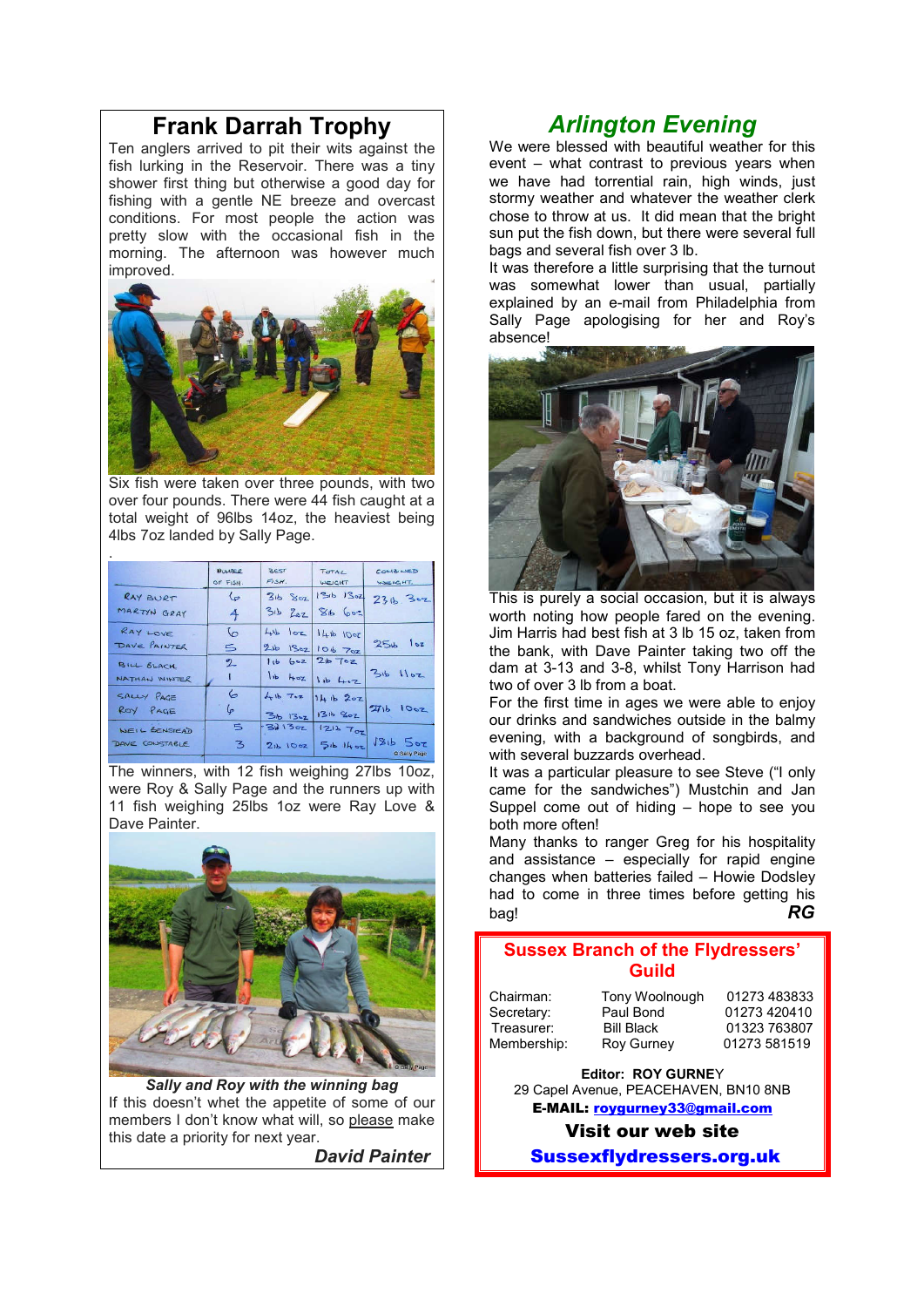## Frank Darrah Trophy

Ten anglers arrived to pit their wits against the fish lurking in the Reservoir. There was a tiny shower first thing but otherwise a good day for fishing with a gentle NE breeze and overcast conditions. For most people the action was pretty slow with the occasional fish in the morning. The afternoon was however much improved.

Six fish were taken over three pounds, with two over four pounds. There were 44 fish caught at a total weight of 96lbs 14oz, the heaviest being 4lbs 7oz landed by Sally Page.

| | Number of Fish | Best Fish | Total Weight | Combined Weight |
|---|---|---|---|---|
| Ray Burt | 6 | 3lb 8oz | 13lb 13oz | 23lb 3oz |
| Martyn Gray | 4 | 3lb 2oz | 8lb 6oz | |
| Ray Love | 6 | 4lb 1oz | 14lb 10oz | 25lb 1oz |
| Dave Painter | 5 | 2lb 13oz | 10lb 7oz | |
| Bill Black | 2 | 1lb 6oz | 2lb 7oz | 3lb 11oz |
| Nathan Winter | 1 | 1lb 4oz | 1lb 4oz | |
| Sally Page | 6 | 4lb 7oz | 14lb 2oz | 27lb 10oz |
| Roy Page | 6 | 3lb 13oz | 13lb 8oz | |
| Neil Benstead | 5 | 3lb 13oz | 12lb 7oz | 18lb 5oz |
| Dave Constable | 3 | 2lb 10oz | 5lb 14oz | |

The winners, with 12 fish weighing 27lbs 10oz, were Roy & Sally Page and the runners up with 11 fish weighing 25lbs 1oz were Ray Love & Dave Painter.

***Sally and Roy with the winning bag***

If this doesn't whet the appetite of some of our members I don't know what will, so please make this date a priority for next year.

***David Painter***

## *Arlington Evening*

We were blessed with beautiful weather for this event – what contrast to previous years when we have had torrential rain, high winds, just stormy weather and whatever the weather clerk chose to throw at us. It did mean that the bright sun put the fish down, but there were several full bags and several fish over 3 lb.

It was therefore a little surprising that the turnout was somewhat lower than usual, partially explained by an e-mail from Philadelphia from Sally Page apologising for her and Roy's absence!

This is purely a social occasion, but it is always worth noting how people fared on the evening. Jim Harris had best fish at 3 lb 15 oz, taken from the bank, with Dave Painter taking two off the dam at 3-13 and 3-8, whilst Tony Harrison had two of over 3 lb from a boat.

For the first time in ages we were able to enjoy our drinks and sandwiches outside in the balmy evening, with a background of songbirds, and with several buzzards overhead.

It was a particular pleasure to see Steve ("I only came for the sandwiches") Mustchin and Jan Suppel come out of hiding – hope to see you both more often!

Many thanks to ranger Greg for his hospitality and assistance – especially for rapid engine changes when batteries failed – Howie Dodsley had to come in three times before getting his bag!

***RG***

### Sussex Branch of the Flydressers' Guild

| | | |
|---|---|---|
| Chairman: | Tony Woolnough | 01273 483833 |
| Secretary: | Paul Bond | 01273 420410 |
| Treasurer: | Bill Black | 01323 763807 |
| Membership: | Roy Gurney | 01273 581519 |

**Editor: ROY GURNEY**
29 Capel Avenue, PEACEHAVEN, BN10 8NB
**E-MAIL: roygurney33@gmail.com**

**Visit our web site**

**Sussexflydressers.org.uk**